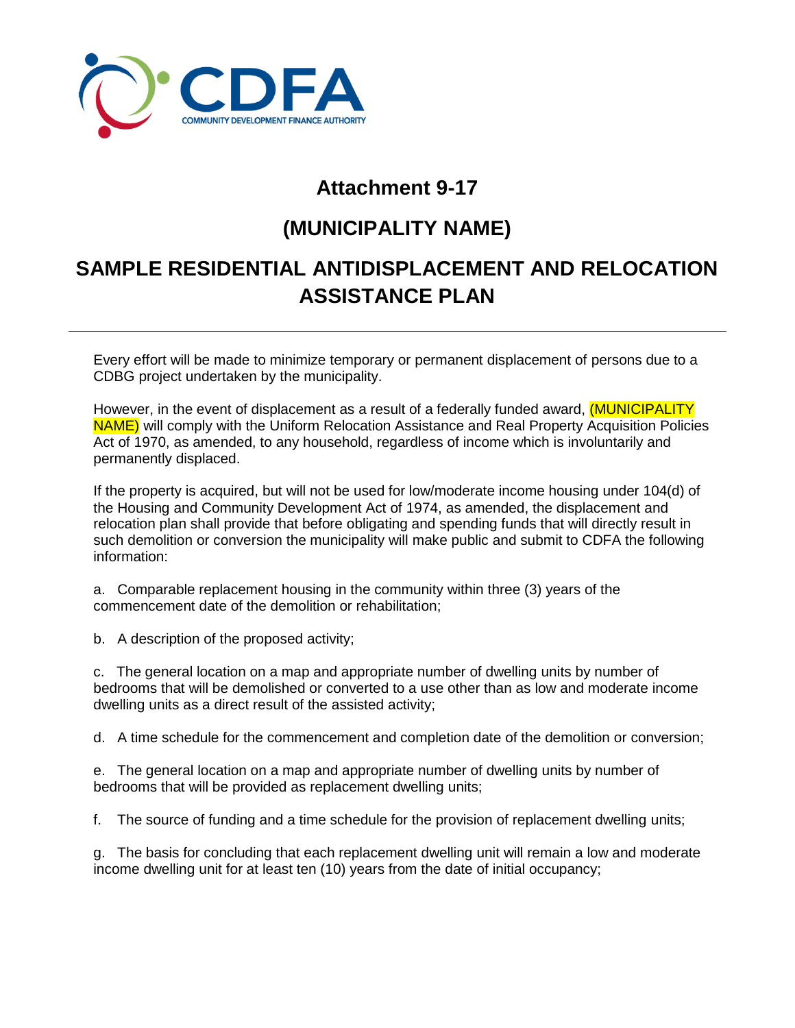CDFA
COMMUNITY DEVELOPMENT FINANCE AUTHORITY

# Attachment 9-17

## (MUNICIPALITY NAME)

## SAMPLE RESIDENTIAL ANTIDISPLACEMENT AND RELOCATION ASSISTANCE PLAN

---

Every effort will be made to minimize temporary or permanent displacement of persons due to a CDBG project undertaken by the municipality.

However, in the event of displacement as a result of a federally funded award, (MUNICIPALITY NAME) will comply with the Uniform Relocation Assistance and Real Property Acquisition Policies Act of 1970, as amended, to any household, regardless of income which is involuntarily and permanently displaced.

If the property is acquired, but will not be used for low/moderate income housing under 104(d) of the Housing and Community Development Act of 1974, as amended, the displacement and relocation plan shall provide that before obligating and spending funds that will directly result in such demolition or conversion the municipality will make public and submit to CDFA the following information:

a. Comparable replacement housing in the community within three (3) years of the commencement date of the demolition or rehabilitation;

b. A description of the proposed activity;

c. The general location on a map and appropriate number of dwelling units by number of bedrooms that will be demolished or converted to a use other than as low and moderate income dwelling units as a direct result of the assisted activity;

d. A time schedule for the commencement and completion date of the demolition or conversion;

e. The general location on a map and appropriate number of dwelling units by number of bedrooms that will be provided as replacement dwelling units;

f. The source of funding and a time schedule for the provision of replacement dwelling units;

g. The basis for concluding that each replacement dwelling unit will remain a low and moderate income dwelling unit for at least ten (10) years from the date of initial occupancy;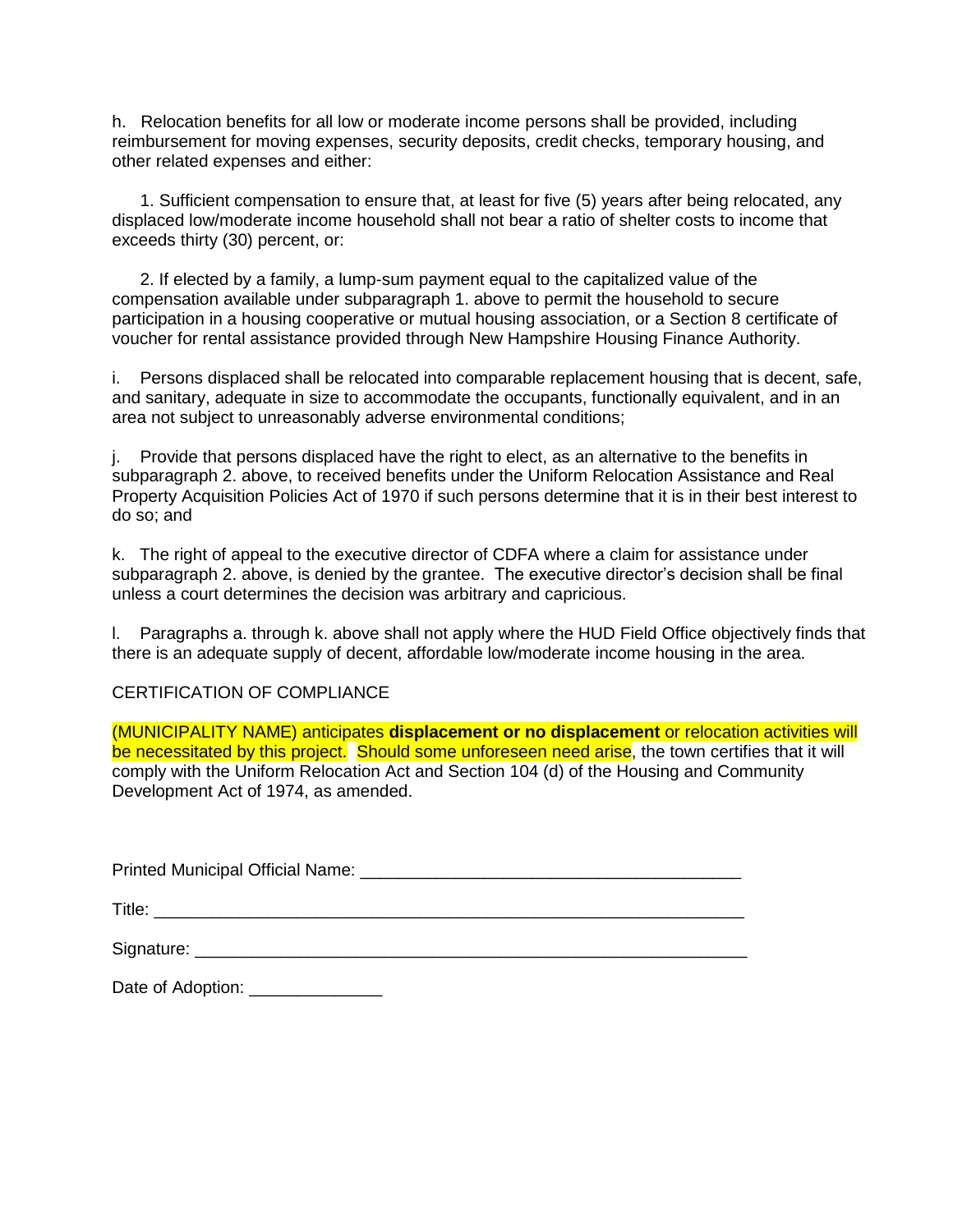h. Relocation benefits for all low or moderate income persons shall be provided, including reimbursement for moving expenses, security deposits, credit checks, temporary housing, and other related expenses and either:

1. Sufficient compensation to ensure that, at least for five (5) years after being relocated, any displaced low/moderate income household shall not bear a ratio of shelter costs to income that exceeds thirty (30) percent, or:

2. If elected by a family, a lump-sum payment equal to the capitalized value of the compensation available under subparagraph 1. above to permit the household to secure participation in a housing cooperative or mutual housing association, or a Section 8 certificate of voucher for rental assistance provided through New Hampshire Housing Finance Authority.

i. Persons displaced shall be relocated into comparable replacement housing that is decent, safe, and sanitary, adequate in size to accommodate the occupants, functionally equivalent, and in an area not subject to unreasonably adverse environmental conditions;

j. Provide that persons displaced have the right to elect, as an alternative to the benefits in subparagraph 2. above, to received benefits under the Uniform Relocation Assistance and Real Property Acquisition Policies Act of 1970 if such persons determine that it is in their best interest to do so; and

k. The right of appeal to the executive director of CDFA where a claim for assistance under subparagraph 2. above, is denied by the grantee. The executive director's decision shall be final unless a court determines the decision was arbitrary and capricious.

l. Paragraphs a. through k. above shall not apply where the HUD Field Office objectively finds that there is an adequate supply of decent, affordable low/moderate income housing in the area.

CERTIFICATION OF COMPLIANCE

(MUNICIPALITY NAME) anticipates **displacement or no displacement** or relocation activities will be necessitated by this project. Should some unforeseen need arise, the town certifies that it will comply with the Uniform Relocation Act and Section 104 (d) of the Housing and Community Development Act of 1974, as amended.

Printed Municipal Official Name: ________________________________________

Title: ________________________________________________________________

Signature: ____________________________________________________________

Date of Adoption: ______________